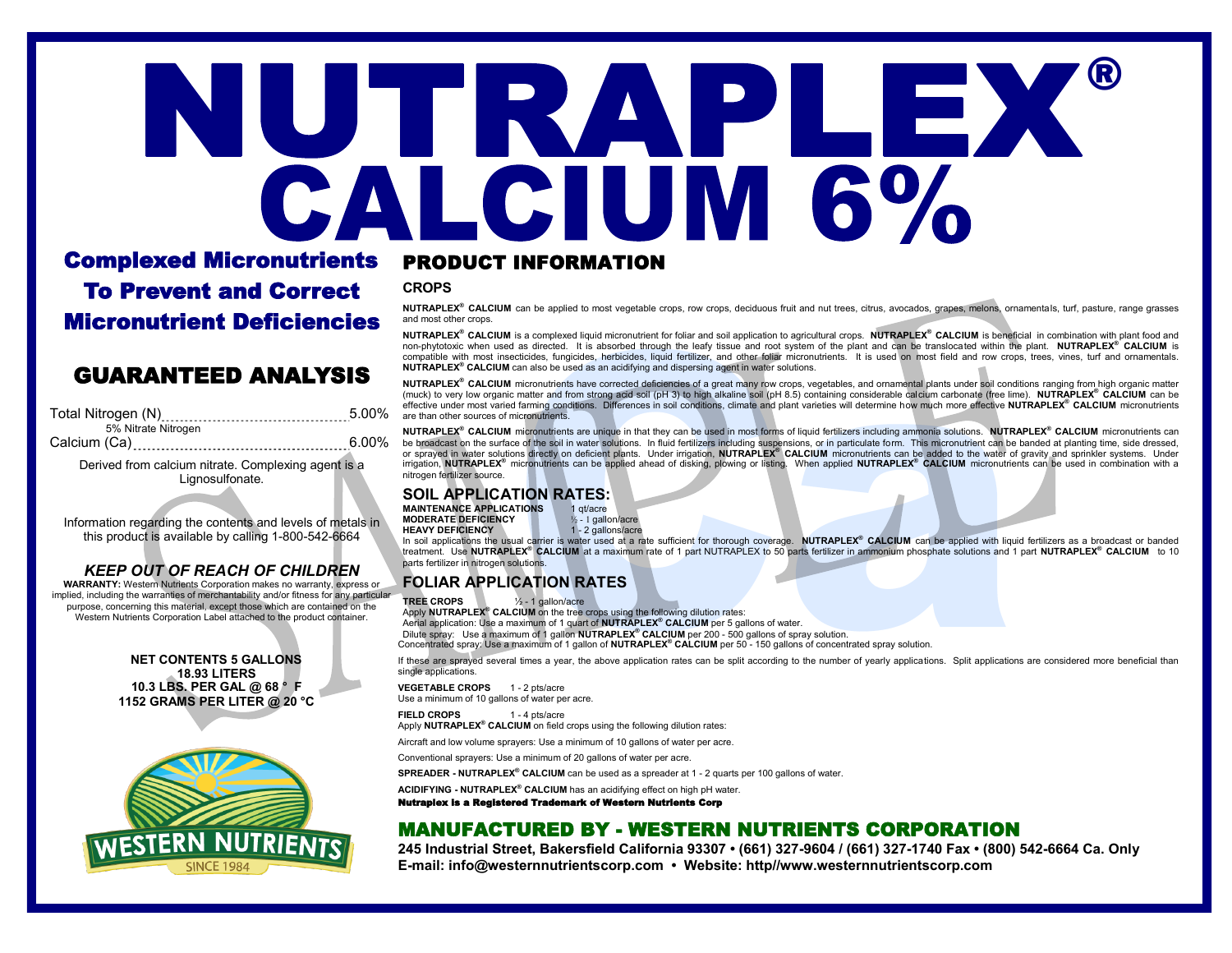# NUTRAPLEX®
# CALCIUM 6%

## Complexed Micronutrients To Prevent and Correct Micronutrient Deficiencies

## GUARANTEED ANALYSIS

Total Nitrogen (N) .............................................. 5.00%
5% Nitrate Nitrogen
Calcium (Ca) .............................................. 6.00%

Derived from calcium nitrate. Complexing agent is a Lignosulfonate.

Information regarding the contents and levels of metals in this product is available by calling 1-800-542-6664

### *KEEP OUT OF REACH OF CHILDREN*

**WARRANTY:** Western Nutrients Corporation makes no warranty, express or implied, including the warranties of merchantability and/or fitness for any particular purpose, concerning this material, except those which are contained on the Western Nutrients Corporation Label attached to the product container.

**NET CONTENTS 5 GALLONS**
**18.93 LITERS**
**10.3 LBS. PER GAL @ 68 ° F**
**1152 GRAMS PER LITER @ 20 °C**

WESTERN NUTRIENTS
SINCE 1984

## PRODUCT INFORMATION

### CROPS

**NUTRAPLEX® CALCIUM** can be applied to most vegetable crops, row crops, deciduous fruit and nut trees, citrus, avocados, grapes, melons, ornamentals, turf, pasture, range grasses and most other crops.

**NUTRAPLEX® CALCIUM** is a complexed liquid micronutrient for foliar and soil application to agricultural crops. **NUTRAPLEX® CALCIUM** is beneficial in combination with plant food and non-phytotoxic when used as directed. It is absorbed through the leafy tissue and root system of the plant and can be translocated within the plant. **NUTRAPLEX® CALCIUM** is compatible with most insecticides, fungicides, herbicides, liquid fertilizer, and other foliar micronutrients. It is used on most field and row crops, trees, vines, turf and ornamentals. **NUTRAPLEX® CALCIUM** can also be used as an acidifying and dispersing agent in water solutions.

**NUTRAPLEX® CALCIUM** micronutrients have corrected deficiencies of a great many row crops, vegetables, and ornamental plants under soil conditions ranging from high organic matter (muck) to very low organic matter and from strong acid soil (pH 3) to high alkaline soil (pH 8.5) containing considerable calcium carbonate (free lime). **NUTRAPLEX® CALCIUM** can be effective under most varied farming conditions. Differences in soil conditions, climate and plant varieties will determine how much more effective **NUTRAPLEX® CALCIUM** micronutrients are than other sources of micronutrients.

**NUTRAPLEX® CALCIUM** micronutrients are unique in that they can be used in most forms of liquid fertilizers including ammonia solutions. **NUTRAPLEX® CALCIUM** micronutrients can be broadcast on the surface of the soil in water solutions. In fluid fertilizers including suspensions, or in particulate form. This micronutrient can be banded at planting time, side dressed, or sprayed in water solutions directly on deficient plants. Under irrigation, **NUTRAPLEX® CALCIUM** micronutrients can be added to the water of gravity and sprinkler systems. Under irrigation, **NUTRAPLEX®** micronutrients can be applied ahead of disking, plowing or listing. When applied **NUTRAPLEX® CALCIUM** micronutrients can be used in combination with a nitrogen fertilizer source.

### SOIL APPLICATION RATES:

| | |
|---|---|
| **MAINTENANCE APPLICATIONS** | 1 qt/acre |
| **MODERATE DEFICIENCY** | ½ - 1 gallon/acre |
| **HEAVY DEFICIENCY** | 1 - 2 gallons/acre |

In soil applications the usual carrier is water used at a rate sufficient for thorough coverage. **NUTRAPLEX® CALCIUM** can be applied with liquid fertilizers as a broadcast or banded treatment. Use **NUTRAPLEX® CALCIUM** at a maximum rate of 1 part NUTRAPLEX to 50 parts fertilizer in ammonium phosphate solutions and 1 part **NUTRAPLEX® CALCIUM** to 10 parts fertilizer in nitrogen solutions.

### FOLIAR APPLICATION RATES

**TREE CROPS** ½ - 1 gallon/acre
Apply **NUTRAPLEX® CALCIUM** on the tree crops using the following dilution rates:
Aerial application: Use a maximum of 1 quart of **NUTRAPLEX® CALCIUM** per 5 gallons of water.
Dilute spray: Use a maximum of 1 gallon **NUTRAPLEX® CALCIUM** per 200 - 500 gallons of spray solution.
Concentrated spray: Use a maximum of 1 gallon of **NUTRAPLEX® CALCIUM** per 50 - 150 gallons of concentrated spray solution.

If these are sprayed several times a year, the above application rates can be split according to the number of yearly applications. Split applications are considered more beneficial than single applications.

**VEGETABLE CROPS** 1 - 2 pts/acre
Use a minimum of 10 gallons of water per acre.

**FIELD CROPS** 1 - 4 pts/acre
Apply **NUTRAPLEX® CALCIUM** on field crops using the following dilution rates:

Aircraft and low volume sprayers: Use a minimum of 10 gallons of water per acre.

Conventional sprayers: Use a minimum of 20 gallons of water per acre.

**SPREADER - NUTRAPLEX® CALCIUM** can be used as a spreader at 1 - 2 quarts per 100 gallons of water.

**ACIDIFYING - NUTRAPLEX® CALCIUM** has an acidifying effect on high pH water.

**Nutraplex is a Registered Trademark of Western Nutrients Corp**

## MANUFACTURED BY - WESTERN NUTRIENTS CORPORATION

**245 Industrial Street, Bakersfield California 93307 • (661) 327-9604 / (661) 327-1740 Fax • (800) 542-6664 Ca. Only**
**E-mail: info@westernnutrientscorp.com • Website: http//www.westernnutrientscorp.com**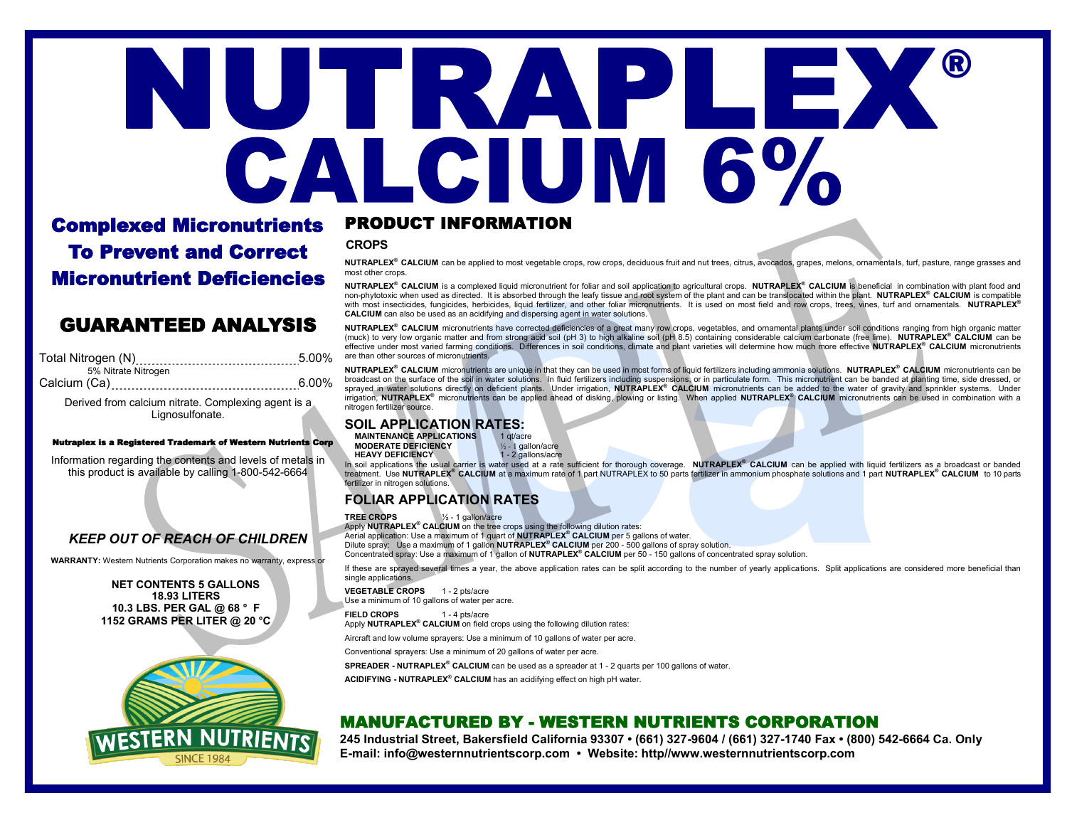# NUTRAPLEX®
# CALCIUM 6%

## Complexed Micronutrients To Prevent and Correct Micronutrient Deficiencies

## GUARANTEED ANALYSIS

| | |
|---|---|
| Total Nitrogen (N) | 5.00% |
| 5% Nitrate Nitrogen | |
| Calcium (Ca) | 6.00% |

Derived from calcium nitrate. Complexing agent is a Lignosulfonate.

**Nutraplex is a Registered Trademark of Western Nutrients Corp**

Information regarding the contents and levels of metals in this product is available by calling 1-800-542-6664

***KEEP OUT OF REACH OF CHILDREN***

**WARRANTY:** Western Nutrients Corporation makes no warranty, express or

**NET CONTENTS 5 GALLONS**
**18.93 LITERS**
**10.3 LBS. PER GAL @ 68 ° F**
**1152 GRAMS PER LITER @ 20 °C**

WESTERN NUTRIENTS
SINCE 1984

## PRODUCT INFORMATION

### CROPS

**NUTRAPLEX® CALCIUM** can be applied to most vegetable crops, row crops, deciduous fruit and nut trees, citrus, avocados, grapes, melons, ornamentals, turf, pasture, range grasses and most other crops.

**NUTRAPLEX® CALCIUM** is a complexed liquid micronutrient for foliar and soil application to agricultural crops. **NUTRAPLEX® CALCIUM** is beneficial in combination with plant food and non-phytotoxic when used as directed. It is absorbed through the leafy tissue and root system of the plant and can be translocated within the plant. **NUTRAPLEX® CALCIUM** is compatible with most insecticides, fungicides, herbicides, liquid fertilizer, and other foliar micronutrients. It is used on most field and row crops, trees, vines, turf and ornamentals. **NUTRAPLEX® CALCIUM** can also be used as an acidifying and dispersing agent in water solutions.

**NUTRAPLEX® CALCIUM** micronutrients have corrected deficiencies of a great many row crops, vegetables, and ornamental plants under soil conditions ranging from high organic matter (muck) to very low organic matter and from strong acid soil (pH 3) to high alkaline soil (pH 8.5) containing considerable calcium carbonate (free lime). **NUTRAPLEX® CALCIUM** can be effective under most varied farming conditions. Differences in soil conditions, climate and plant varieties will determine how much more effective **NUTRAPLEX® CALCIUM** micronutrients are than other sources of micronutrients.

**NUTRAPLEX® CALCIUM** micronutrients are unique in that they can be used in most forms of liquid fertilizers including ammonia solutions. **NUTRAPLEX® CALCIUM** micronutrients can be broadcast on the surface of the soil in water solutions. In fluid fertilizers including suspensions, or in particulate form. This micronutrient can be banded at planting time, side dressed, or sprayed in water solutions directly on deficient plants. Under irrigation, **NUTRAPLEX® CALCIUM** micronutrients can be added to the water of gravity and sprinkler systems. Under irrigation, **NUTRAPLEX®** micronutrients can be applied ahead of disking, plowing or listing. When applied **NUTRAPLEX® CALCIUM** micronutrients can be used in combination with a nitrogen fertilizer source.

## SOIL APPLICATION RATES:

| | |
|---|---|
| **MAINTENANCE APPLICATIONS** | 1 qt/acre |
| **MODERATE DEFICIENCY** | ½ - 1 gallon/acre |
| **HEAVY DEFICIENCY** | 1 - 2 gallons/acre |

In soil applications the usual carrier is water used at a rate sufficient for thorough coverage. **NUTRAPLEX® CALCIUM** can be applied with liquid fertilizers as a broadcast or banded treatment. Use **NUTRAPLEX® CALCIUM** at a maximum rate of 1 part NUTRAPLEX to 50 parts fertilizer in ammonium phosphate solutions and 1 part **NUTRAPLEX® CALCIUM** to 10 parts fertilizer in nitrogen solutions.

## FOLIAR APPLICATION RATES

**TREE CROPS** ½ - 1 gallon/acre
Apply **NUTRAPLEX® CALCIUM** on the tree crops using the following dilution rates:
Aerial application: Use a maximum of 1 quart of **NUTRAPLEX® CALCIUM** per 5 gallons of water.
Dilute spray: Use a maximum of 1 gallon **NUTRAPLEX® CALCIUM** per 200 - 500 gallons of spray solution.
Concentrated spray: Use a maximum of 1 gallon of **NUTRAPLEX® CALCIUM** per 50 - 150 gallons of concentrated spray solution.

If these are sprayed several times a year, the above application rates can be split according to the number of yearly applications. Split applications are considered more beneficial than single applications.

**VEGETABLE CROPS** 1 - 2 pts/acre
Use a minimum of 10 gallons of water per acre.

**FIELD CROPS** 1 - 4 pts/acre
Apply **NUTRAPLEX® CALCIUM** on field crops using the following dilution rates:

Aircraft and low volume sprayers: Use a minimum of 10 gallons of water per acre.

Conventional sprayers: Use a minimum of 20 gallons of water per acre.

**SPREADER - NUTRAPLEX® CALCIUM** can be used as a spreader at 1 - 2 quarts per 100 gallons of water.

**ACIDIFYING - NUTRAPLEX® CALCIUM** has an acidifying effect on high pH water.

## MANUFACTURED BY - WESTERN NUTRIENTS CORPORATION

**245 Industrial Street, Bakersfield California 93307 • (661) 327-9604 / (661) 327-1740 Fax • (800) 542-6664 Ca. Only**
**E-mail: info@westernnutrientscorp.com • Website: http//www.westernnutrientscorp.com**